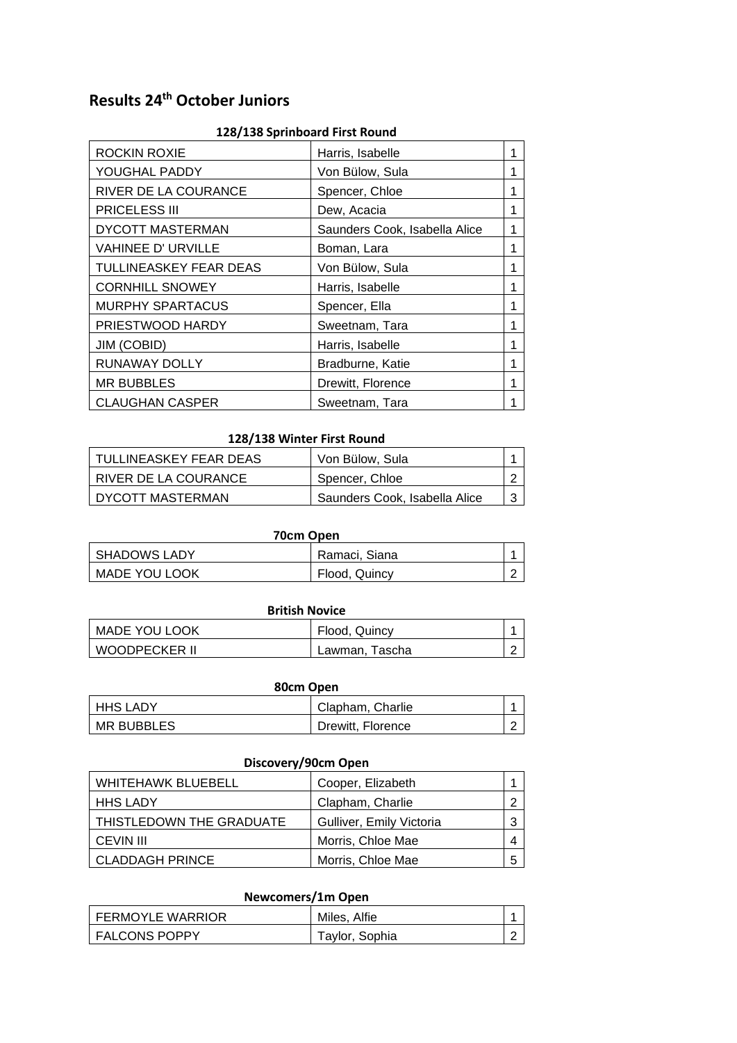# Results 24th October Juniors

### 128/138 Sprinboard First Round

| | | |
|---|---|---|
| ROCKIN ROXIE | Harris, Isabelle | 1 |
| YOUGHAL PADDY | Von Bülow, Sula | 1 |
| RIVER DE LA COURANCE | Spencer, Chloe | 1 |
| PRICELESS III | Dew, Acacia | 1 |
| DYCOTT MASTERMAN | Saunders Cook, Isabella Alice | 1 |
| VAHINEE D' URVILLE | Boman, Lara | 1 |
| TULLINEASKEY FEAR DEAS | Von Bülow, Sula | 1 |
| CORNHILL SNOWEY | Harris, Isabelle | 1 |
| MURPHY SPARTACUS | Spencer, Ella | 1 |
| PRIESTWOOD HARDY | Sweetnam, Tara | 1 |
| JIM (COBID) | Harris, Isabelle | 1 |
| RUNAWAY DOLLY | Bradburne, Katie | 1 |
| MR BUBBLES | Drewitt, Florence | 1 |
| CLAUGHAN CASPER | Sweetnam, Tara | 1 |

### 128/138 Winter First Round

| | | |
|---|---|---|
| TULLINEASKEY FEAR DEAS | Von Bülow, Sula | 1 |
| RIVER DE LA COURANCE | Spencer, Chloe | 2 |
| DYCOTT MASTERMAN | Saunders Cook, Isabella Alice | 3 |

### 70cm Open

| | | |
|---|---|---|
| SHADOWS LADY | Ramaci, Siana | 1 |
| MADE YOU LOOK | Flood, Quincy | 2 |

### British Novice

| | | |
|---|---|---|
| MADE YOU LOOK | Flood, Quincy | 1 |
| WOODPECKER II | Lawman, Tascha | 2 |

### 80cm Open

| | | |
|---|---|---|
| HHS LADY | Clapham, Charlie | 1 |
| MR BUBBLES | Drewitt, Florence | 2 |

### Discovery/90cm Open

| | | |
|---|---|---|
| WHITEHAWK BLUEBELL | Cooper, Elizabeth | 1 |
| HHS LADY | Clapham, Charlie | 2 |
| THISTLEDOWN THE GRADUATE | Gulliver, Emily Victoria | 3 |
| CEVIN III | Morris, Chloe Mae | 4 |
| CLADDAGH PRINCE | Morris, Chloe Mae | 5 |

### Newcomers/1m Open

| | | |
|---|---|---|
| FERMOYLE WARRIOR | Miles, Alfie | 1 |
| FALCONS POPPY | Taylor, Sophia | 2 |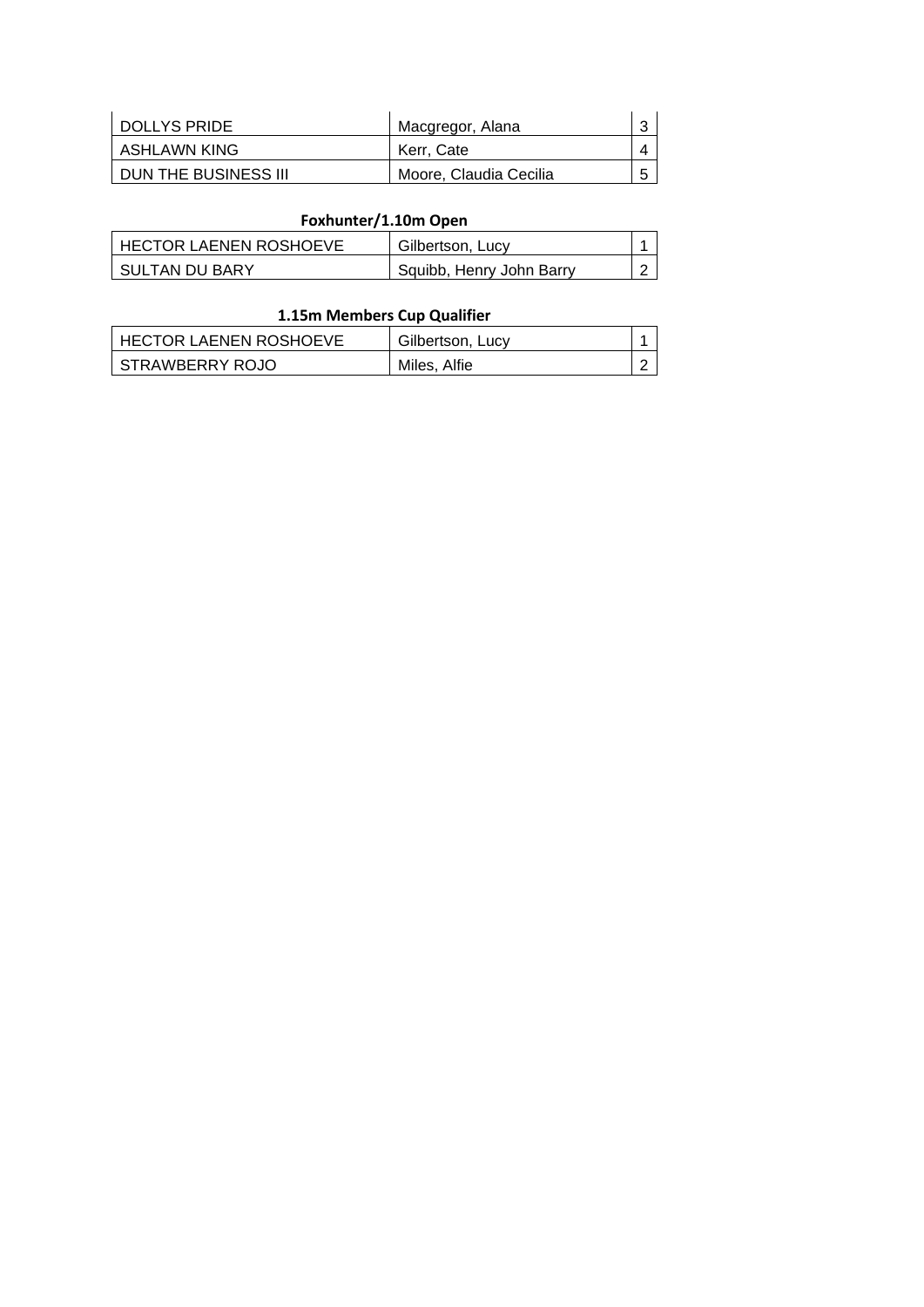| | | |
|---|---|---|
| DOLLYS PRIDE | Macgregor, Alana | 3 |
| ASHLAWN KING | Kerr, Cate | 4 |
| DUN THE BUSINESS III | Moore, Claudia Cecilia | 5 |

### Foxhunter/1.10m Open

| | | |
|---|---|---|
| HECTOR LAENEN ROSHOEVE | Gilbertson, Lucy | 1 |
| SULTAN DU BARY | Squibb, Henry John Barry | 2 |

### 1.15m Members Cup Qualifier

| | | |
|---|---|---|
| HECTOR LAENEN ROSHOEVE | Gilbertson, Lucy | 1 |
| STRAWBERRY ROJO | Miles, Alfie | 2 |